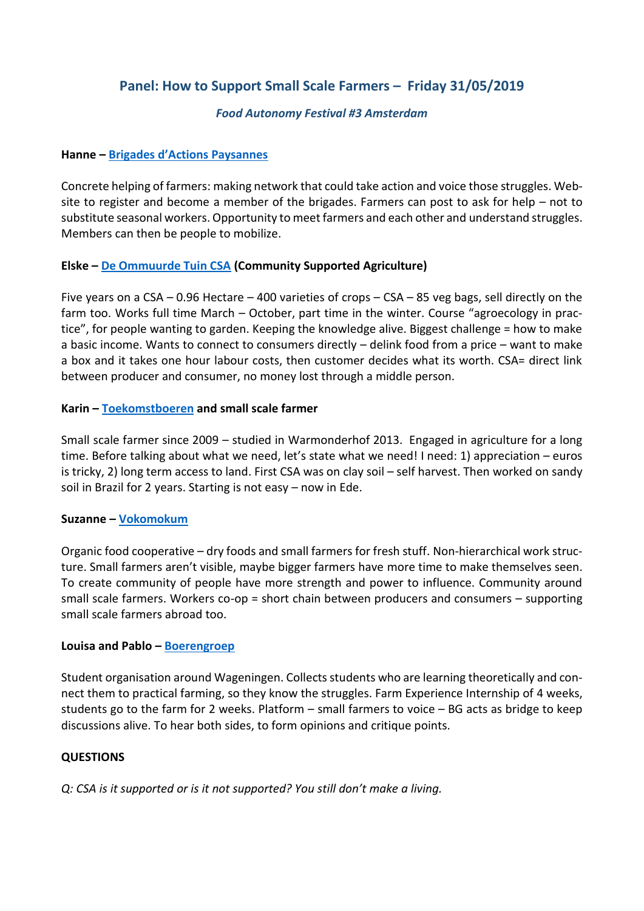## Panel: How to Support Small Scale Farmers – Friday 31/05/2019

### *Food Autonomy Festival #3 Amsterdam*

**Hanne – Brigades d'Actions Paysannes**

Concrete helping of farmers: making network that could take action and voice those struggles. Website to register and become a member of the brigades. Farmers can post to ask for help – not to substitute seasonal workers. Opportunity to meet farmers and each other and understand struggles. Members can then be people to mobilize.

**Elske – De Ommuurde Tuin CSA (Community Supported Agriculture)**

Five years on a CSA – 0.96 Hectare – 400 varieties of crops – CSA – 85 veg bags, sell directly on the farm too. Works full time March – October, part time in the winter. Course "agroecology in practice", for people wanting to garden. Keeping the knowledge alive. Biggest challenge = how to make a basic income. Wants to connect to consumers directly – delink food from a price – want to make a box and it takes one hour labour costs, then customer decides what its worth. CSA= direct link between producer and consumer, no money lost through a middle person.

**Karin – Toekomstboeren and small scale farmer**

Small scale farmer since 2009 – studied in Warmonderhof 2013. Engaged in agriculture for a long time. Before talking about what we need, let's state what we need! I need: 1) appreciation – euros is tricky, 2) long term access to land. First CSA was on clay soil – self harvest. Then worked on sandy soil in Brazil for 2 years. Starting is not easy – now in Ede.

**Suzanne – Vokomokum**

Organic food cooperative – dry foods and small farmers for fresh stuff. Non-hierarchical work structure. Small farmers aren't visible, maybe bigger farmers have more time to make themselves seen. To create community of people have more strength and power to influence. Community around small scale farmers. Workers co-op = short chain between producers and consumers – supporting small scale farmers abroad too.

**Louisa and Pablo – Boerengroep**

Student organisation around Wageningen. Collects students who are learning theoretically and connect them to practical farming, so they know the struggles. Farm Experience Internship of 4 weeks, students go to the farm for 2 weeks. Platform – small farmers to voice – BG acts as bridge to keep discussions alive. To hear both sides, to form opinions and critique points.

**QUESTIONS**

*Q: CSA is it supported or is it not supported? You still don't make a living.*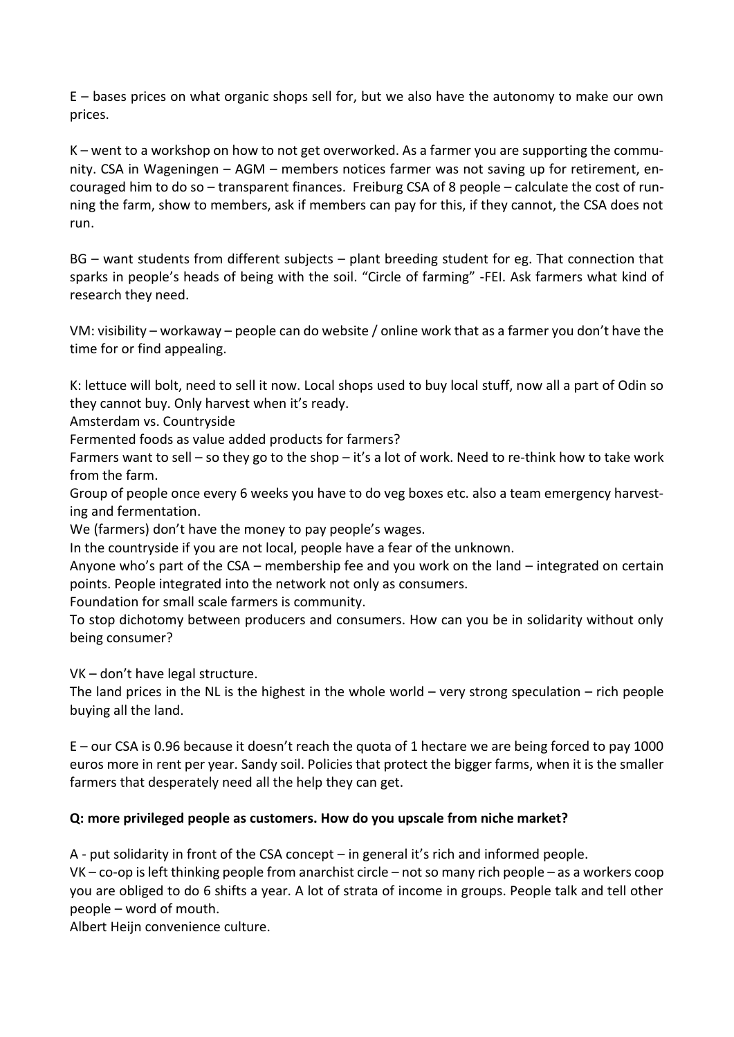E – bases prices on what organic shops sell for, but we also have the autonomy to make our own prices.

K – went to a workshop on how to not get overworked. As a farmer you are supporting the community. CSA in Wageningen – AGM – members notices farmer was not saving up for retirement, encouraged him to do so – transparent finances. Freiburg CSA of 8 people – calculate the cost of running the farm, show to members, ask if members can pay for this, if they cannot, the CSA does not run.

BG – want students from different subjects – plant breeding student for eg. That connection that sparks in people's heads of being with the soil. "Circle of farming" -FEI. Ask farmers what kind of research they need.

VM: visibility – workaway – people can do website / online work that as a farmer you don't have the time for or find appealing.

K: lettuce will bolt, need to sell it now. Local shops used to buy local stuff, now all a part of Odin so they cannot buy. Only harvest when it's ready.
Amsterdam vs. Countryside
Fermented foods as value added products for farmers?
Farmers want to sell – so they go to the shop – it's a lot of work. Need to re-think how to take work from the farm.
Group of people once every 6 weeks you have to do veg boxes etc. also a team emergency harvesting and fermentation.
We (farmers) don't have the money to pay people's wages.
In the countryside if you are not local, people have a fear of the unknown.
Anyone who's part of the CSA – membership fee and you work on the land – integrated on certain points. People integrated into the network not only as consumers.
Foundation for small scale farmers is community.
To stop dichotomy between producers and consumers. How can you be in solidarity without only being consumer?

VK – don't have legal structure.
The land prices in the NL is the highest in the whole world – very strong speculation – rich people buying all the land.

E – our CSA is 0.96 because it doesn't reach the quota of 1 hectare we are being forced to pay 1000 euros more in rent per year. Sandy soil. Policies that protect the bigger farms, when it is the smaller farmers that desperately need all the help they can get.

**Q: more privileged people as customers. How do you upscale from niche market?**

A - put solidarity in front of the CSA concept – in general it's rich and informed people.
VK – co-op is left thinking people from anarchist circle – not so many rich people – as a workers coop you are obliged to do 6 shifts a year. A lot of strata of income in groups. People talk and tell other people – word of mouth.
Albert Heijn convenience culture.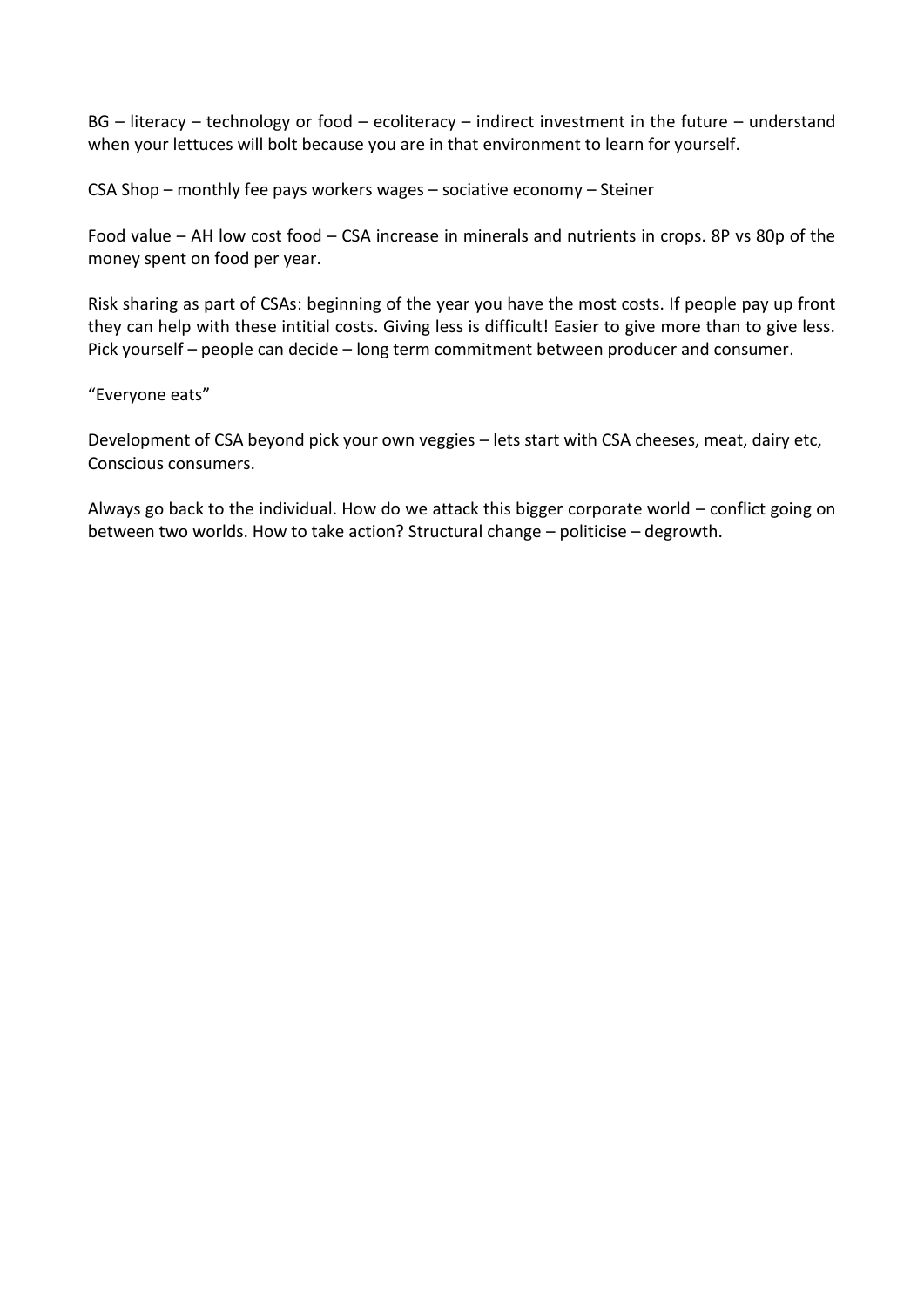BG – literacy – technology or food – ecoliteracy – indirect investment in the future – understand when your lettuces will bolt because you are in that environment to learn for yourself.

CSA Shop – monthly fee pays workers wages – sociative economy – Steiner

Food value – AH low cost food – CSA increase in minerals and nutrients in crops. 8P vs 80p of the money spent on food per year.

Risk sharing as part of CSAs: beginning of the year you have the most costs. If people pay up front they can help with these intitial costs. Giving less is difficult! Easier to give more than to give less. Pick yourself – people can decide – long term commitment between producer and consumer.

"Everyone eats"

Development of CSA beyond pick your own veggies – lets start with CSA cheeses, meat, dairy etc, Conscious consumers.

Always go back to the individual. How do we attack this bigger corporate world – conflict going on between two worlds. How to take action? Structural change – politicise – degrowth.